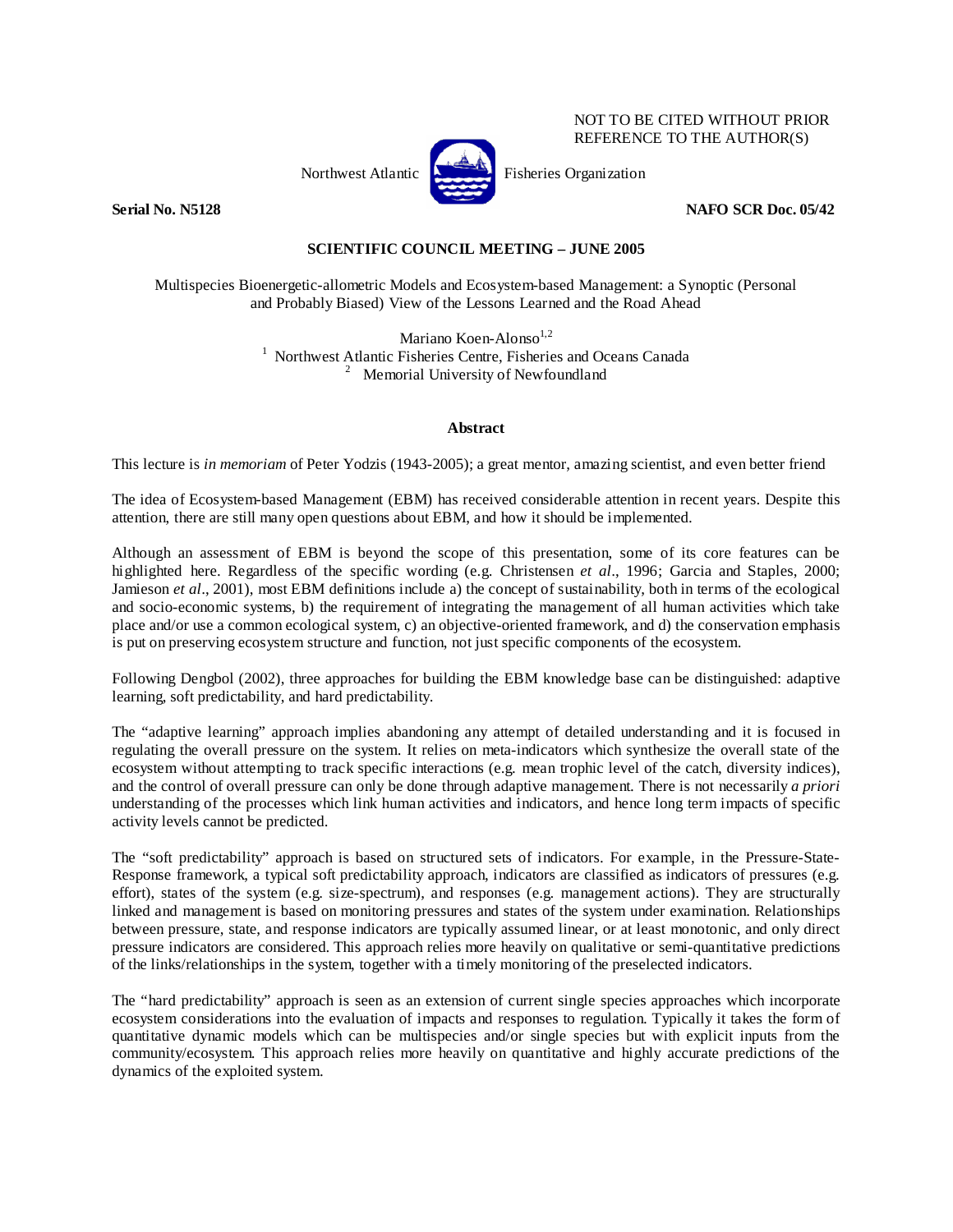NOT TO BE CITED WITHOUT PRIOR REFERENCE TO THE AUTHOR(S)

Northwest Atlantic Fisheries Organization

**Serial No. N5128** **NAFO SCR Doc. 05/42**

**SCIENTIFIC COUNCIL MEETING – JUNE 2005**

# Multispecies Bioenergetic-allometric Models and Ecosystem-based Management: a Synoptic (Personal and Probably Biased) View of the Lessons Learned and the Road Ahead

Mariano Koen-Alonso[1,2]

[1] Northwest Atlantic Fisheries Centre, Fisheries and Oceans Canada

[2] Memorial University of Newfoundland

## Abstract

This lecture is *in memoriam* of Peter Yodzis (1943-2005); a great mentor, amazing scientist, and even better friend

The idea of Ecosystem-based Management (EBM) has received considerable attention in recent years. Despite this attention, there are still many open questions about EBM, and how it should be implemented.

Although an assessment of EBM is beyond the scope of this presentation, some of its core features can be highlighted here. Regardless of the specific wording (e.g. Christensen *et al*., 1996; Garcia and Staples, 2000; Jamieson *et al*., 2001), most EBM definitions include a) the concept of sustainability, both in terms of the ecological and socio-economic systems, b) the requirement of integrating the management of all human activities which take place and/or use a common ecological system, c) an objective-oriented framework, and d) the conservation emphasis is put on preserving ecosystem structure and function, not just specific components of the ecosystem.

Following Dengbol (2002), three approaches for building the EBM knowledge base can be distinguished: adaptive learning, soft predictability, and hard predictability.

The "adaptive learning" approach implies abandoning any attempt of detailed understanding and it is focused in regulating the overall pressure on the system. It relies on meta-indicators which synthesize the overall state of the ecosystem without attempting to track specific interactions (e.g. mean trophic level of the catch, diversity indices), and the control of overall pressure can only be done through adaptive management. There is not necessarily *a priori* understanding of the processes which link human activities and indicators, and hence long term impacts of specific activity levels cannot be predicted.

The "soft predictability" approach is based on structured sets of indicators. For example, in the Pressure-State-Response framework, a typical soft predictability approach, indicators are classified as indicators of pressures (e.g. effort), states of the system (e.g. size-spectrum), and responses (e.g. management actions). They are structurally linked and management is based on monitoring pressures and states of the system under examination. Relationships between pressure, state, and response indicators are typically assumed linear, or at least monotonic, and only direct pressure indicators are considered. This approach relies more heavily on qualitative or semi-quantitative predictions of the links/relationships in the system, together with a timely monitoring of the preselected indicators.

The "hard predictability" approach is seen as an extension of current single species approaches which incorporate ecosystem considerations into the evaluation of impacts and responses to regulation. Typically it takes the form of quantitative dynamic models which can be multispecies and/or single species but with explicit inputs from the community/ecosystem. This approach relies more heavily on quantitative and highly accurate predictions of the dynamics of the exploited system.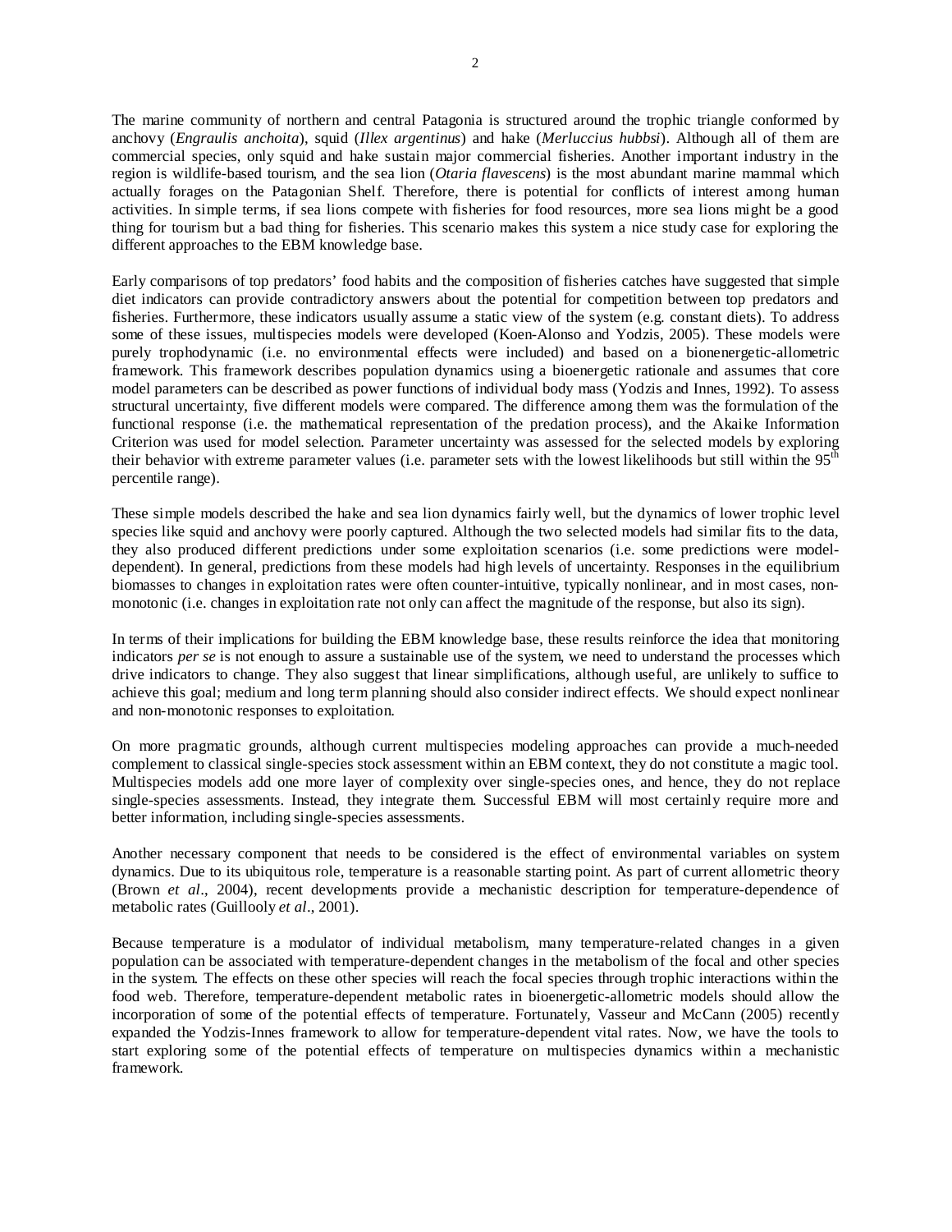The marine community of northern and central Patagonia is structured around the trophic triangle conformed by anchovy (*Engraulis anchoita*), squid (*Illex argentinus*) and hake (*Merluccius hubbsi*). Although all of them are commercial species, only squid and hake sustain major commercial fisheries. Another important industry in the region is wildlife-based tourism, and the sea lion (*Otaria flavescens*) is the most abundant marine mammal which actually forages on the Patagonian Shelf. Therefore, there is potential for conflicts of interest among human activities. In simple terms, if sea lions compete with fisheries for food resources, more sea lions might be a good thing for tourism but a bad thing for fisheries. This scenario makes this system a nice study case for exploring the different approaches to the EBM knowledge base.

Early comparisons of top predators' food habits and the composition of fisheries catches have suggested that simple diet indicators can provide contradictory answers about the potential for competition between top predators and fisheries. Furthermore, these indicators usually assume a static view of the system (e.g. constant diets). To address some of these issues, multispecies models were developed (Koen-Alonso and Yodzis, 2005). These models were purely trophodynamic (i.e. no environmental effects were included) and based on a bionenergetic-allometric framework. This framework describes population dynamics using a bioenergetic rationale and assumes that core model parameters can be described as power functions of individual body mass (Yodzis and Innes, 1992). To assess structural uncertainty, five different models were compared. The difference among them was the formulation of the functional response (i.e. the mathematical representation of the predation process), and the Akaike Information Criterion was used for model selection. Parameter uncertainty was assessed for the selected models by exploring their behavior with extreme parameter values (i.e. parameter sets with the lowest likelihoods but still within the 95th percentile range).

These simple models described the hake and sea lion dynamics fairly well, but the dynamics of lower trophic level species like squid and anchovy were poorly captured. Although the two selected models had similar fits to the data, they also produced different predictions under some exploitation scenarios (i.e. some predictions were model-dependent). In general, predictions from these models had high levels of uncertainty. Responses in the equilibrium biomasses to changes in exploitation rates were often counter-intuitive, typically nonlinear, and in most cases, non-monotonic (i.e. changes in exploitation rate not only can affect the magnitude of the response, but also its sign).

In terms of their implications for building the EBM knowledge base, these results reinforce the idea that monitoring indicators *per se* is not enough to assure a sustainable use of the system, we need to understand the processes which drive indicators to change. They also suggest that linear simplifications, although useful, are unlikely to suffice to achieve this goal; medium and long term planning should also consider indirect effects. We should expect nonlinear and non-monotonic responses to exploitation.

On more pragmatic grounds, although current multispecies modeling approaches can provide a much-needed complement to classical single-species stock assessment within an EBM context, they do not constitute a magic tool. Multispecies models add one more layer of complexity over single-species ones, and hence, they do not replace single-species assessments. Instead, they integrate them. Successful EBM will most certainly require more and better information, including single-species assessments.

Another necessary component that needs to be considered is the effect of environmental variables on system dynamics. Due to its ubiquitous role, temperature is a reasonable starting point. As part of current allometric theory (Brown *et al*., 2004), recent developments provide a mechanistic description for temperature-dependence of metabolic rates (Guillooly *et al*., 2001).

Because temperature is a modulator of individual metabolism, many temperature-related changes in a given population can be associated with temperature-dependent changes in the metabolism of the focal and other species in the system. The effects on these other species will reach the focal species through trophic interactions within the food web. Therefore, temperature-dependent metabolic rates in bioenergetic-allometric models should allow the incorporation of some of the potential effects of temperature. Fortunately, Vasseur and McCann (2005) recently expanded the Yodzis-Innes framework to allow for temperature-dependent vital rates. Now, we have the tools to start exploring some of the potential effects of temperature on multispecies dynamics within a mechanistic framework.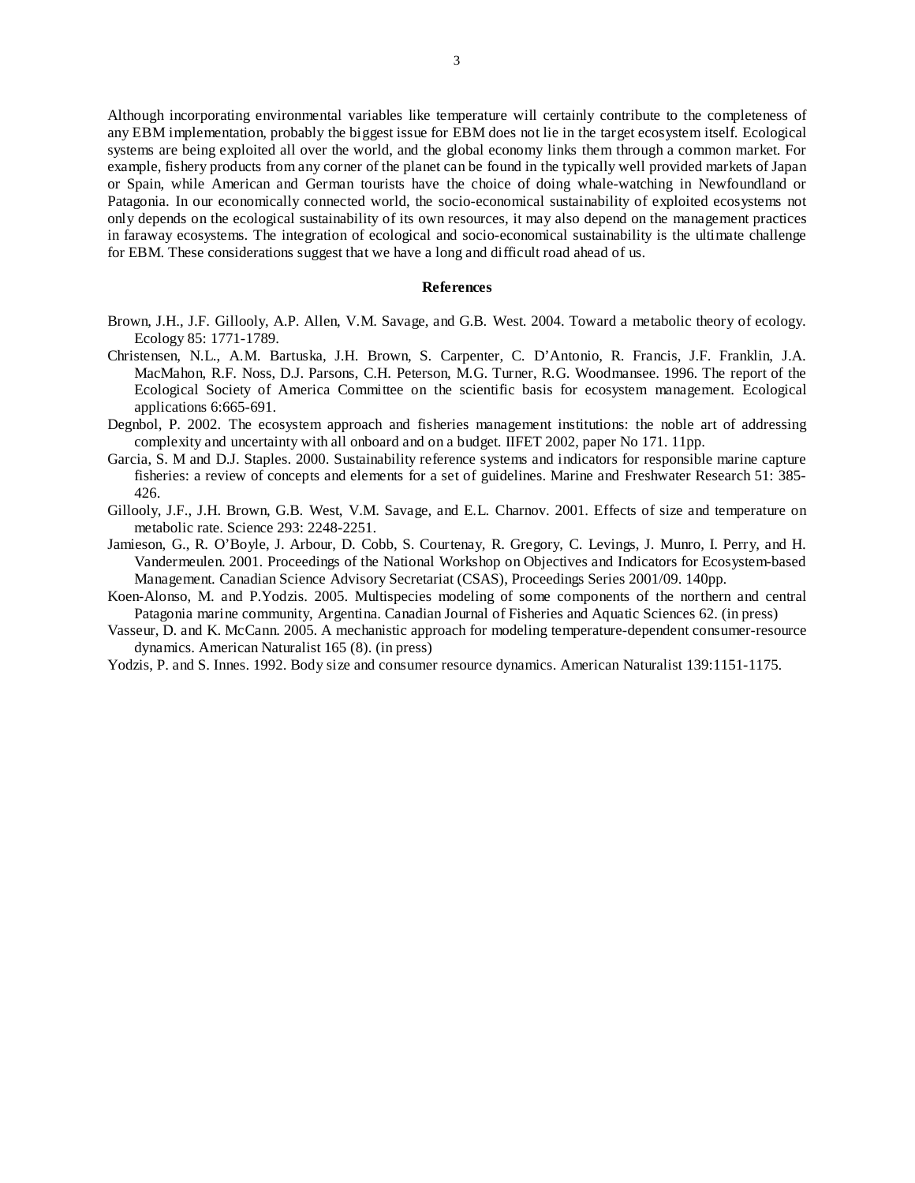Although incorporating environmental variables like temperature will certainly contribute to the completeness of any EBM implementation, probably the biggest issue for EBM does not lie in the target ecosystem itself. Ecological systems are being exploited all over the world, and the global economy links them through a common market. For example, fishery products from any corner of the planet can be found in the typically well provided markets of Japan or Spain, while American and German tourists have the choice of doing whale-watching in Newfoundland or Patagonia. In our economically connected world, the socio-economical sustainability of exploited ecosystems not only depends on the ecological sustainability of its own resources, it may also depend on the management practices in faraway ecosystems. The integration of ecological and socio-economical sustainability is the ultimate challenge for EBM. These considerations suggest that we have a long and difficult road ahead of us.

## References

Brown, J.H., J.F. Gillooly, A.P. Allen, V.M. Savage, and G.B. West. 2004. Toward a metabolic theory of ecology. Ecology 85: 1771-1789.

Christensen, N.L., A.M. Bartuska, J.H. Brown, S. Carpenter, C. D'Antonio, R. Francis, J.F. Franklin, J.A. MacMahon, R.F. Noss, D.J. Parsons, C.H. Peterson, M.G. Turner, R.G. Woodmansee. 1996. The report of the Ecological Society of America Committee on the scientific basis for ecosystem management. Ecological applications 6:665-691.

Degnbol, P. 2002. The ecosystem approach and fisheries management institutions: the noble art of addressing complexity and uncertainty with all onboard and on a budget. IIFET 2002, paper No 171. 11pp.

Garcia, S. M and D.J. Staples. 2000. Sustainability reference systems and indicators for responsible marine capture fisheries: a review of concepts and elements for a set of guidelines. Marine and Freshwater Research 51: 385-426.

Gillooly, J.F., J.H. Brown, G.B. West, V.M. Savage, and E.L. Charnov. 2001. Effects of size and temperature on metabolic rate. Science 293: 2248-2251.

Jamieson, G., R. O'Boyle, J. Arbour, D. Cobb, S. Courtenay, R. Gregory, C. Levings, J. Munro, I. Perry, and H. Vandermeulen. 2001. Proceedings of the National Workshop on Objectives and Indicators for Ecosystem-based Management. Canadian Science Advisory Secretariat (CSAS), Proceedings Series 2001/09. 140pp.

Koen-Alonso, M. and P.Yodzis. 2005. Multispecies modeling of some components of the northern and central Patagonia marine community, Argentina. Canadian Journal of Fisheries and Aquatic Sciences 62. (in press)

Vasseur, D. and K. McCann. 2005. A mechanistic approach for modeling temperature-dependent consumer-resource dynamics. American Naturalist 165 (8). (in press)

Yodzis, P. and S. Innes. 1992. Body size and consumer resource dynamics. American Naturalist 139:1151-1175.